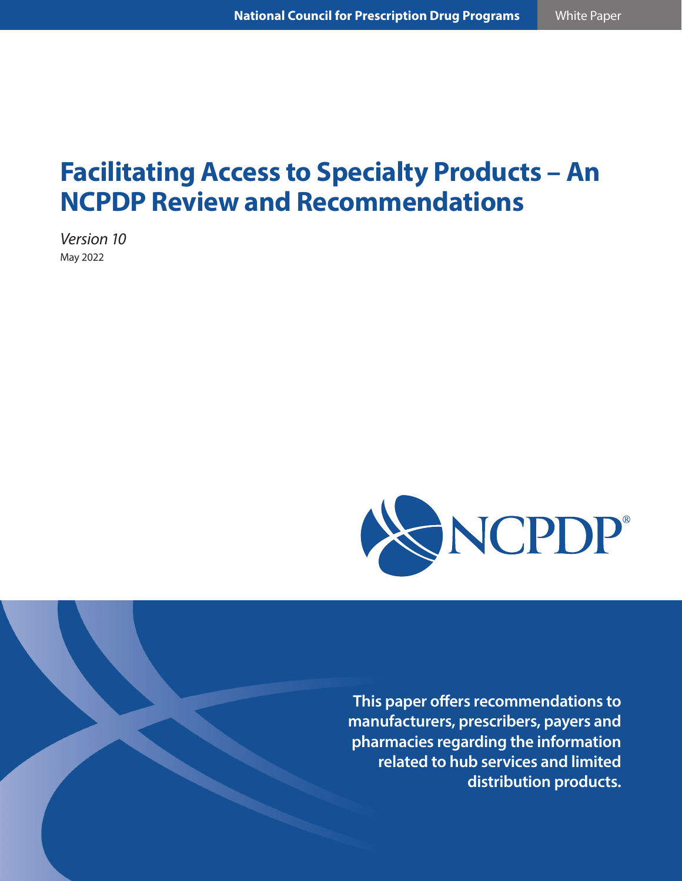National Council for Prescription Drug Programs | White Paper

# Facilitating Access to Specialty Products – An NCPDP Review and Recommendations

*Version 10*

May 2022

**This paper offers recommendations to manufacturers, prescribers, payers and pharmacies regarding the information related to hub services and limited distribution products.**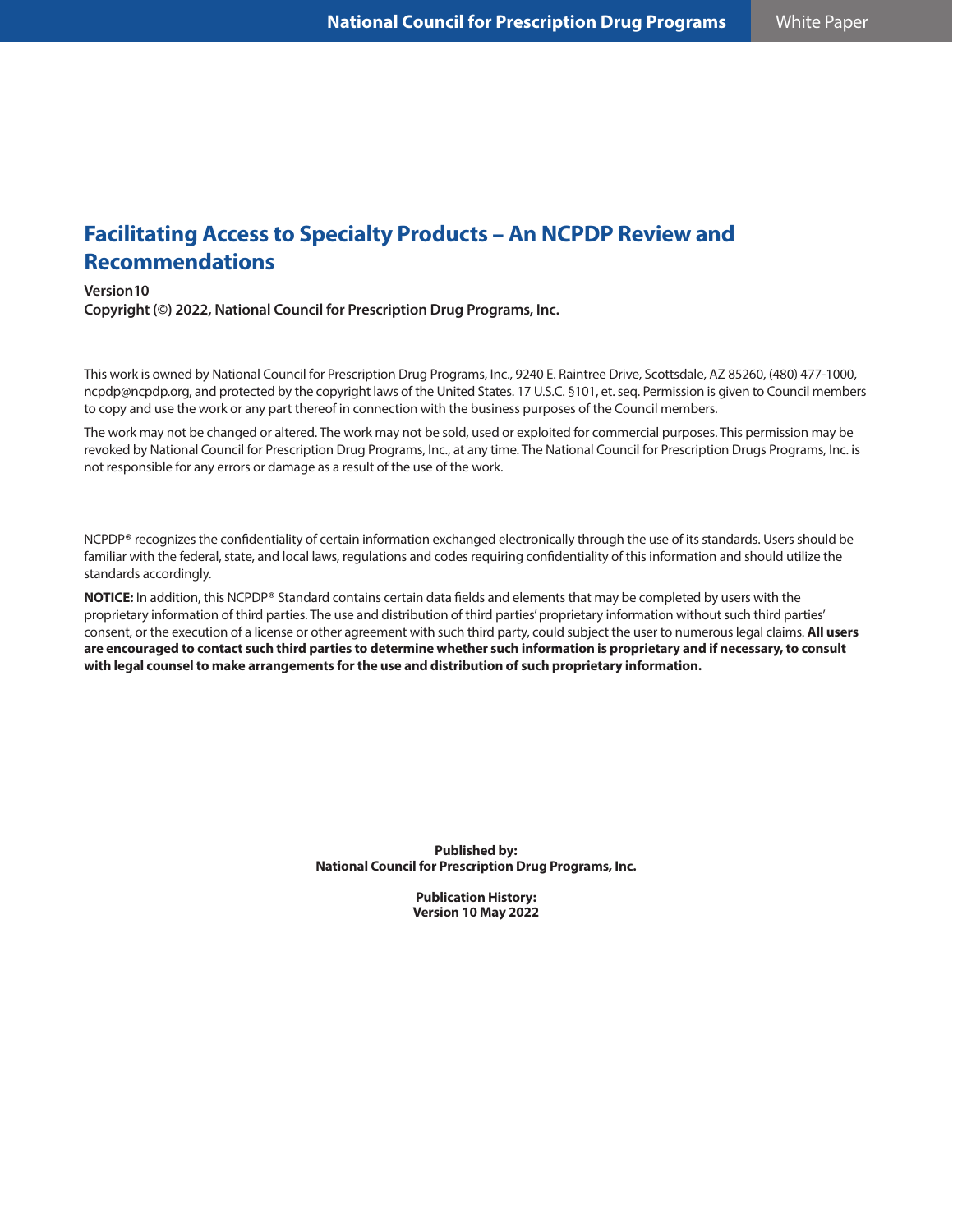# Facilitating Access to Specialty Products – An NCPDP Review and Recommendations

**Version10**
**Copyright (©) 2022, National Council for Prescription Drug Programs, Inc.**

This work is owned by National Council for Prescription Drug Programs, Inc., 9240 E. Raintree Drive, Scottsdale, AZ 85260, (480) 477-1000, ncpdp@ncpdp.org, and protected by the copyright laws of the United States. 17 U.S.C. §101, et. seq. Permission is given to Council members to copy and use the work or any part thereof in connection with the business purposes of the Council members.

The work may not be changed or altered. The work may not be sold, used or exploited for commercial purposes. This permission may be revoked by National Council for Prescription Drug Programs, Inc., at any time. The National Council for Prescription Drugs Programs, Inc. is not responsible for any errors or damage as a result of the use of the work.

NCPDP® recognizes the confidentiality of certain information exchanged electronically through the use of its standards. Users should be familiar with the federal, state, and local laws, regulations and codes requiring confidentiality of this information and should utilize the standards accordingly.

**NOTICE:** In addition, this NCPDP® Standard contains certain data fields and elements that may be completed by users with the proprietary information of third parties. The use and distribution of third parties' proprietary information without such third parties' consent, or the execution of a license or other agreement with such third party, could subject the user to numerous legal claims. **All users are encouraged to contact such third parties to determine whether such information is proprietary and if necessary, to consult with legal counsel to make arrangements for the use and distribution of such proprietary information.**

**Published by:**
**National Council for Prescription Drug Programs, Inc.**

**Publication History:**
**Version 10 May 2022**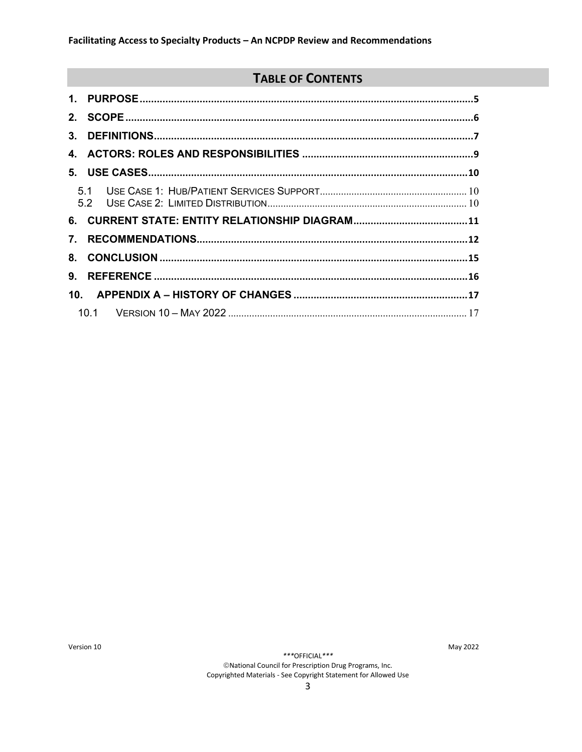## TABLE OF CONTENTS

1. PURPOSE ........................................................................ 5
2. SCOPE ........................................................................ 6
3. DEFINITIONS ........................................................................ 7
4. ACTORS: ROLES AND RESPONSIBILITIES ........................................................................ 9
5. USE CASES ........................................................................ 10
   - 5.1 USE CASE 1: HUB/PATIENT SERVICES SUPPORT ........................................................................ 10
   - 5.2 USE CASE 2: LIMITED DISTRIBUTION ........................................................................ 10
6. CURRENT STATE: ENTITY RELATIONSHIP DIAGRAM ........................................................................ 11
7. RECOMMENDATIONS ........................................................................ 12
8. CONCLUSION ........................................................................ 15
9. REFERENCE ........................................................................ 16
10. APPENDIX A – HISTORY OF CHANGES ........................................................................ 17
    - 10.1 VERSION 10 – MAY 2022 ........................................................................ 17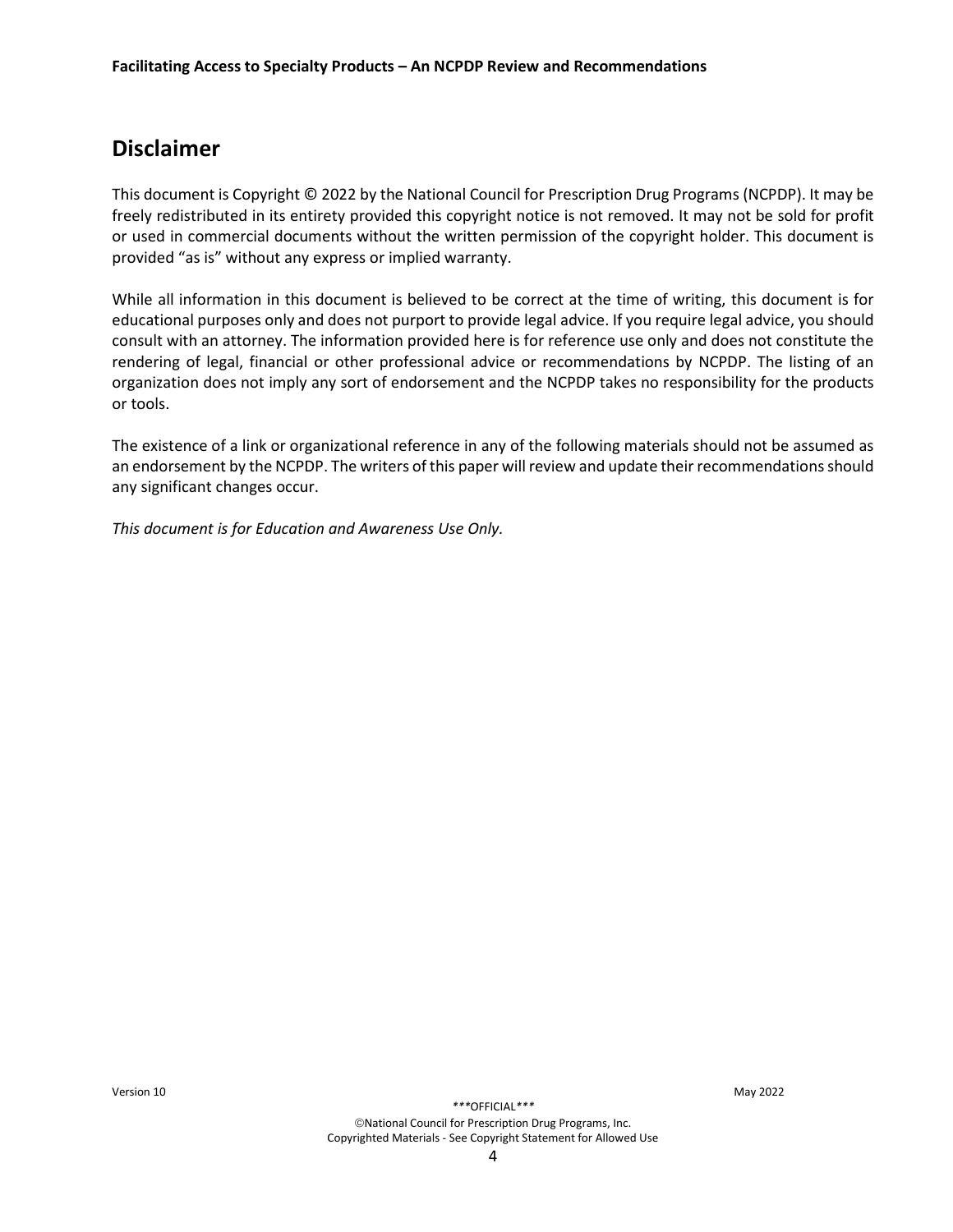## Disclaimer

This document is Copyright © 2022 by the National Council for Prescription Drug Programs (NCPDP). It may be freely redistributed in its entirety provided this copyright notice is not removed. It may not be sold for profit or used in commercial documents without the written permission of the copyright holder. This document is provided "as is" without any express or implied warranty.

While all information in this document is believed to be correct at the time of writing, this document is for educational purposes only and does not purport to provide legal advice. If you require legal advice, you should consult with an attorney. The information provided here is for reference use only and does not constitute the rendering of legal, financial or other professional advice or recommendations by NCPDP. The listing of an organization does not imply any sort of endorsement and the NCPDP takes no responsibility for the products or tools.

The existence of a link or organizational reference in any of the following materials should not be assumed as an endorsement by the NCPDP. The writers of this paper will review and update their recommendations should any significant changes occur.

*This document is for Education and Awareness Use Only.*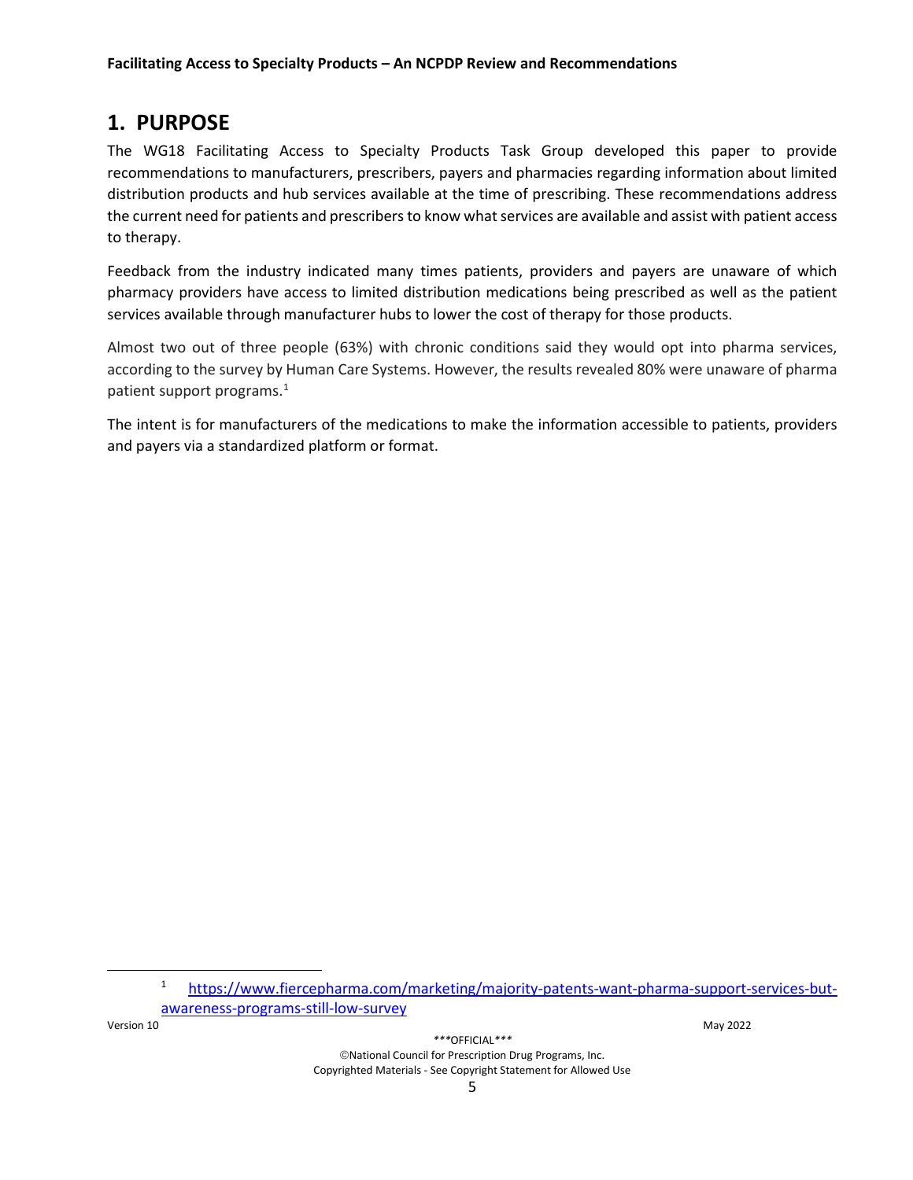# 1. PURPOSE

The WG18 Facilitating Access to Specialty Products Task Group developed this paper to provide recommendations to manufacturers, prescribers, payers and pharmacies regarding information about limited distribution products and hub services available at the time of prescribing. These recommendations address the current need for patients and prescribers to know what services are available and assist with patient access to therapy.

Feedback from the industry indicated many times patients, providers and payers are unaware of which pharmacy providers have access to limited distribution medications being prescribed as well as the patient services available through manufacturer hubs to lower the cost of therapy for those products.

Almost two out of three people (63%) with chronic conditions said they would opt into pharma services, according to the survey by Human Care Systems. However, the results revealed 80% were unaware of pharma patient support programs.[1]

The intent is for manufacturers of the medications to make the information accessible to patients, providers and payers via a standardized platform or format.

[1] https://www.fiercepharma.com/marketing/majority-patents-want-pharma-support-services-but-awareness-programs-still-low-survey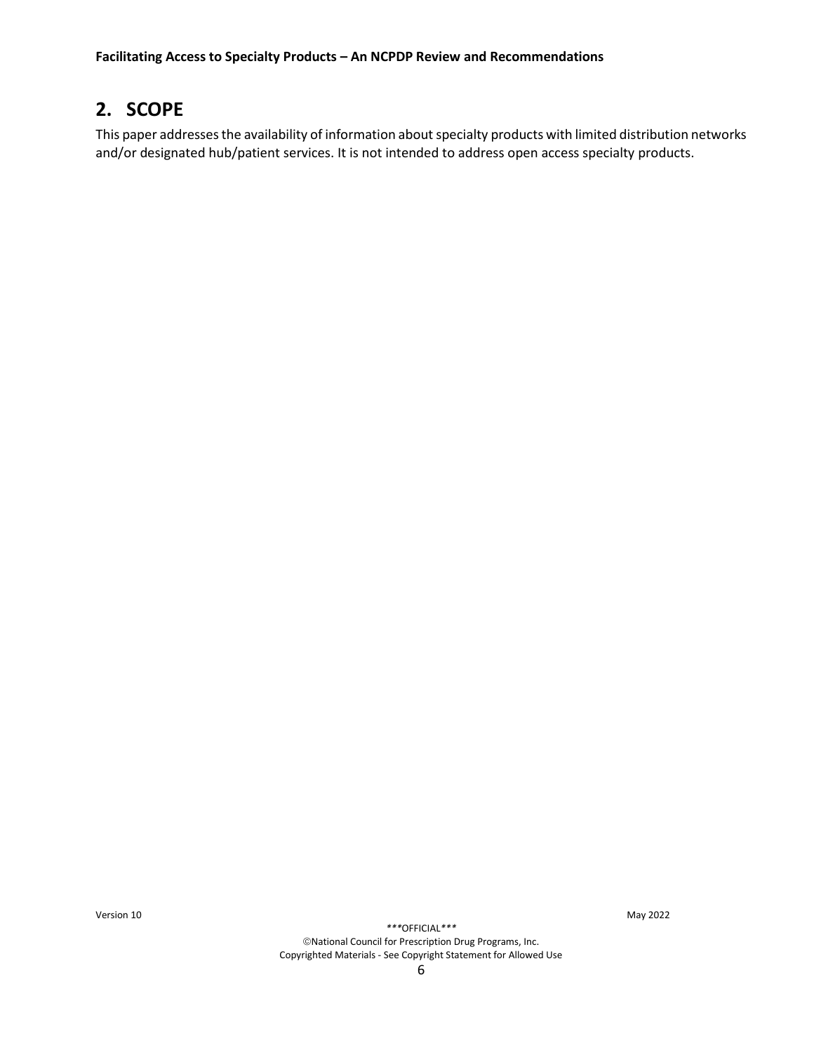## 2. SCOPE

This paper addresses the availability of information about specialty products with limited distribution networks and/or designated hub/patient services. It is not intended to address open access specialty products.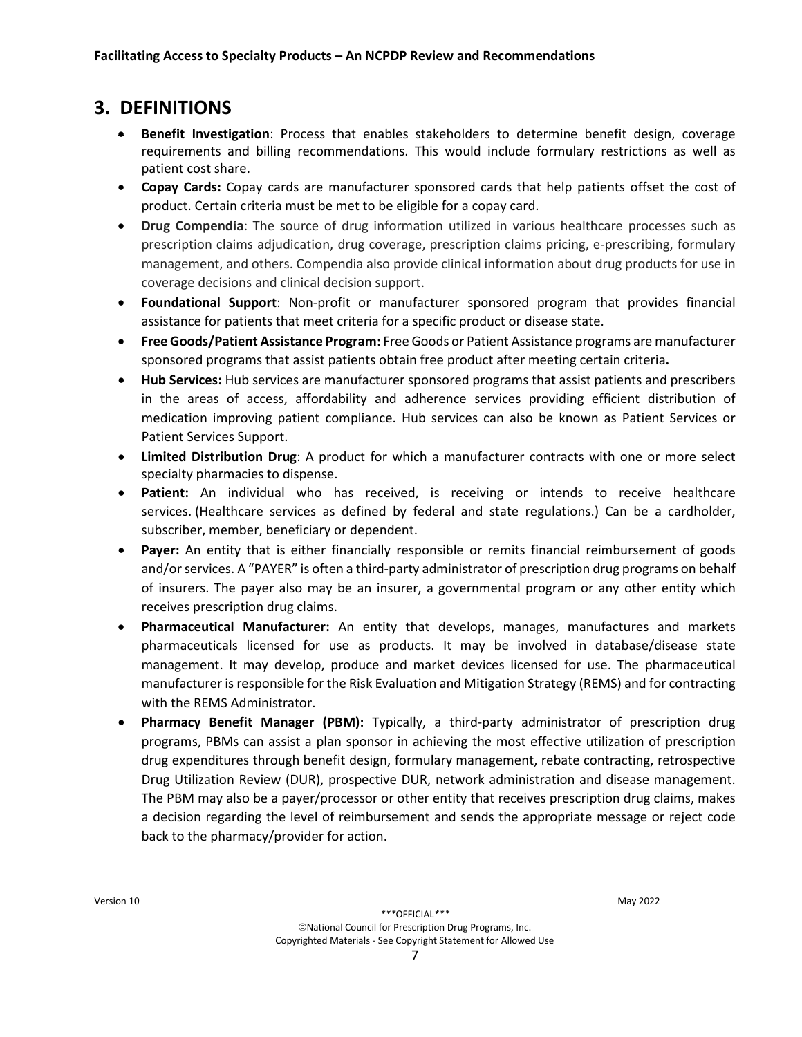## 3. DEFINITIONS

- **Benefit Investigation**: Process that enables stakeholders to determine benefit design, coverage requirements and billing recommendations. This would include formulary restrictions as well as patient cost share.
- **Copay Cards:** Copay cards are manufacturer sponsored cards that help patients offset the cost of product. Certain criteria must be met to be eligible for a copay card.
- **Drug Compendia**: The source of drug information utilized in various healthcare processes such as prescription claims adjudication, drug coverage, prescription claims pricing, e-prescribing, formulary management, and others. Compendia also provide clinical information about drug products for use in coverage decisions and clinical decision support.
- **Foundational Support**: Non-profit or manufacturer sponsored program that provides financial assistance for patients that meet criteria for a specific product or disease state.
- **Free Goods/Patient Assistance Program:** Free Goods or Patient Assistance programs are manufacturer sponsored programs that assist patients obtain free product after meeting certain criteria**.**
- **Hub Services:** Hub services are manufacturer sponsored programs that assist patients and prescribers in the areas of access, affordability and adherence services providing efficient distribution of medication improving patient compliance. Hub services can also be known as Patient Services or Patient Services Support.
- **Limited Distribution Drug**: A product for which a manufacturer contracts with one or more select specialty pharmacies to dispense.
- **Patient:** An individual who has received, is receiving or intends to receive healthcare services. (Healthcare services as defined by federal and state regulations.) Can be a cardholder, subscriber, member, beneficiary or dependent.
- **Payer:** An entity that is either financially responsible or remits financial reimbursement of goods and/or services. A "PAYER" is often a third-party administrator of prescription drug programs on behalf of insurers. The payer also may be an insurer, a governmental program or any other entity which receives prescription drug claims.
- **Pharmaceutical Manufacturer:** An entity that develops, manages, manufactures and markets pharmaceuticals licensed for use as products. It may be involved in database/disease state management. It may develop, produce and market devices licensed for use. The pharmaceutical manufacturer is responsible for the Risk Evaluation and Mitigation Strategy (REMS) and for contracting with the REMS Administrator.
- **Pharmacy Benefit Manager (PBM):** Typically, a third-party administrator of prescription drug programs, PBMs can assist a plan sponsor in achieving the most effective utilization of prescription drug expenditures through benefit design, formulary management, rebate contracting, retrospective Drug Utilization Review (DUR), prospective DUR, network administration and disease management. The PBM may also be a payer/processor or other entity that receives prescription drug claims, makes a decision regarding the level of reimbursement and sends the appropriate message or reject code back to the pharmacy/provider for action.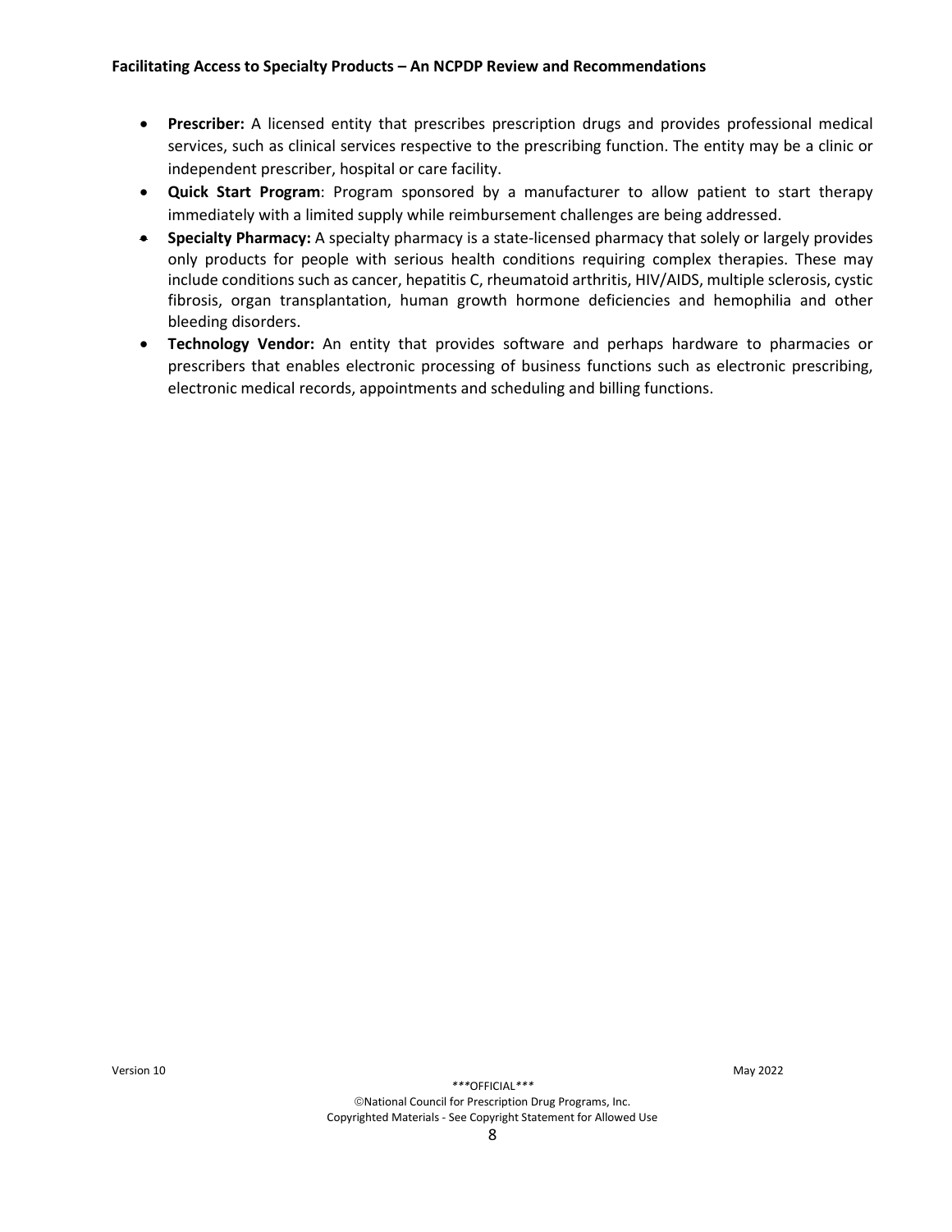- **Prescriber:** A licensed entity that prescribes prescription drugs and provides professional medical services, such as clinical services respective to the prescribing function. The entity may be a clinic or independent prescriber, hospital or care facility.
- **Quick Start Program**: Program sponsored by a manufacturer to allow patient to start therapy immediately with a limited supply while reimbursement challenges are being addressed.
- **Specialty Pharmacy:** A specialty pharmacy is a state-licensed pharmacy that solely or largely provides only products for people with serious health conditions requiring complex therapies. These may include conditions such as cancer, hepatitis C, rheumatoid arthritis, HIV/AIDS, multiple sclerosis, cystic fibrosis, organ transplantation, human growth hormone deficiencies and hemophilia and other bleeding disorders.
- **Technology Vendor:** An entity that provides software and perhaps hardware to pharmacies or prescribers that enables electronic processing of business functions such as electronic prescribing, electronic medical records, appointments and scheduling and billing functions.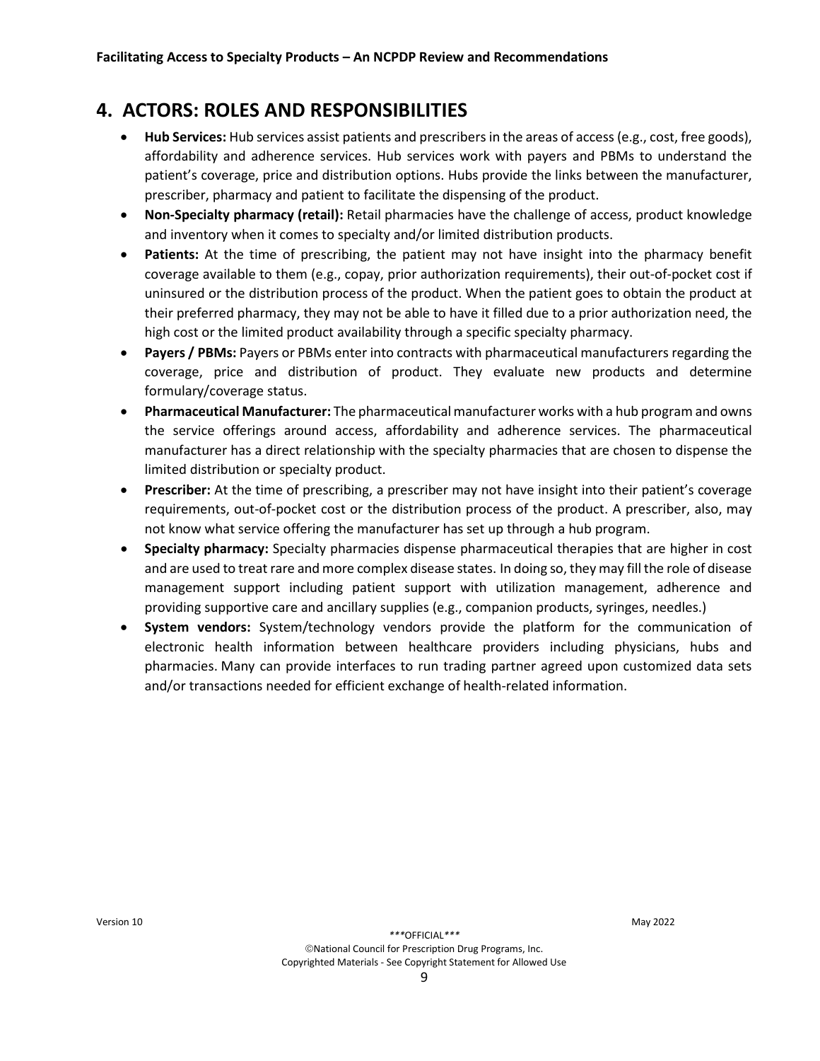# 4. ACTORS: ROLES AND RESPONSIBILITIES

- **Hub Services:** Hub services assist patients and prescribers in the areas of access (e.g., cost, free goods), affordability and adherence services. Hub services work with payers and PBMs to understand the patient's coverage, price and distribution options. Hubs provide the links between the manufacturer, prescriber, pharmacy and patient to facilitate the dispensing of the product.
- **Non-Specialty pharmacy (retail):** Retail pharmacies have the challenge of access, product knowledge and inventory when it comes to specialty and/or limited distribution products.
- **Patients:** At the time of prescribing, the patient may not have insight into the pharmacy benefit coverage available to them (e.g., copay, prior authorization requirements), their out-of-pocket cost if uninsured or the distribution process of the product. When the patient goes to obtain the product at their preferred pharmacy, they may not be able to have it filled due to a prior authorization need, the high cost or the limited product availability through a specific specialty pharmacy.
- **Payers / PBMs:** Payers or PBMs enter into contracts with pharmaceutical manufacturers regarding the coverage, price and distribution of product. They evaluate new products and determine formulary/coverage status.
- **Pharmaceutical Manufacturer:** The pharmaceutical manufacturer works with a hub program and owns the service offerings around access, affordability and adherence services. The pharmaceutical manufacturer has a direct relationship with the specialty pharmacies that are chosen to dispense the limited distribution or specialty product.
- **Prescriber:** At the time of prescribing, a prescriber may not have insight into their patient's coverage requirements, out-of-pocket cost or the distribution process of the product. A prescriber, also, may not know what service offering the manufacturer has set up through a hub program.
- **Specialty pharmacy:** Specialty pharmacies dispense pharmaceutical therapies that are higher in cost and are used to treat rare and more complex disease states. In doing so, they may fill the role of disease management support including patient support with utilization management, adherence and providing supportive care and ancillary supplies (e.g., companion products, syringes, needles.)
- **System vendors:** System/technology vendors provide the platform for the communication of electronic health information between healthcare providers including physicians, hubs and pharmacies. Many can provide interfaces to run trading partner agreed upon customized data sets and/or transactions needed for efficient exchange of health-related information.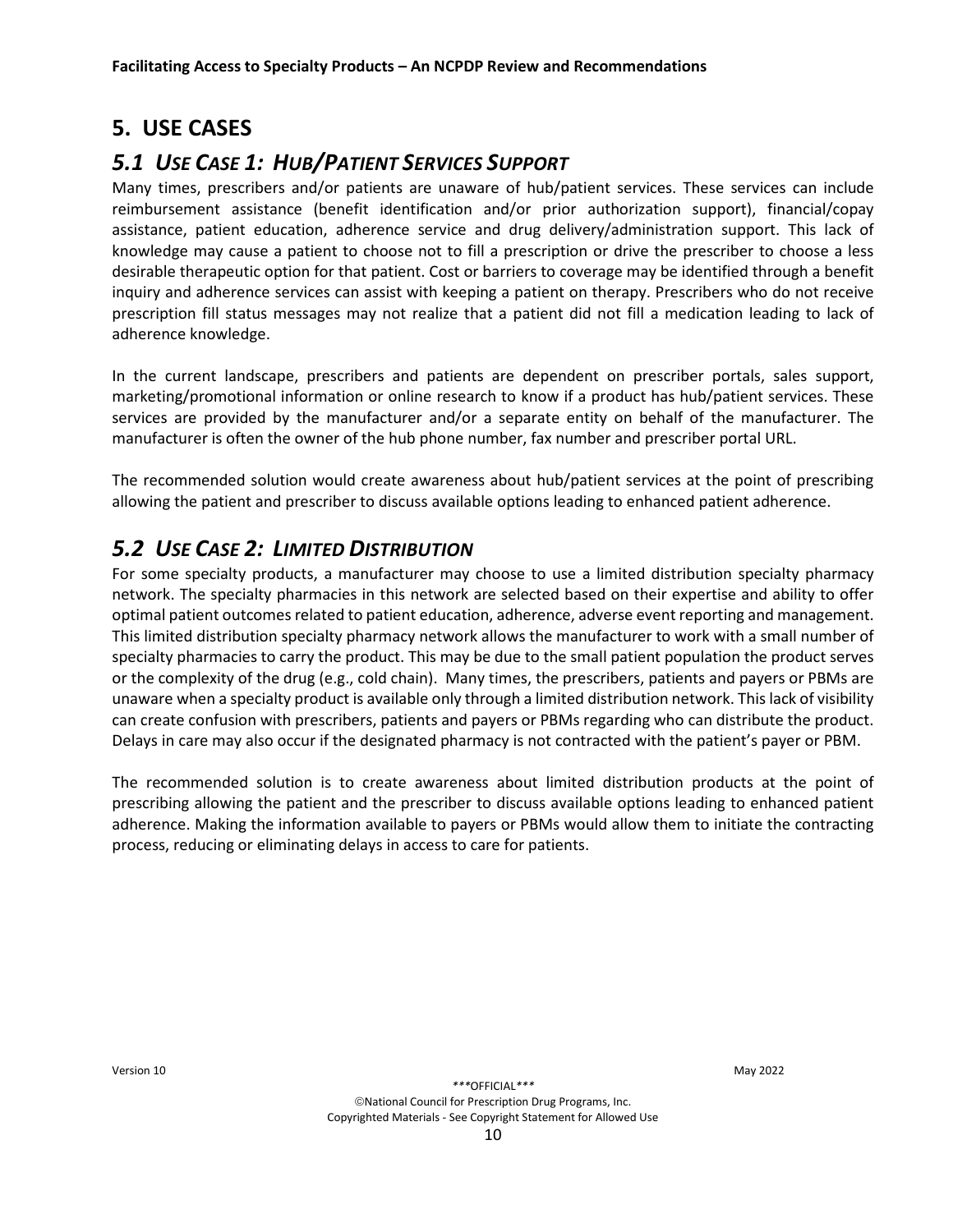# 5. USE CASES

## *5.1 USE CASE 1: HUB/PATIENT SERVICES SUPPORT*

Many times, prescribers and/or patients are unaware of hub/patient services. These services can include reimbursement assistance (benefit identification and/or prior authorization support), financial/copay assistance, patient education, adherence service and drug delivery/administration support. This lack of knowledge may cause a patient to choose not to fill a prescription or drive the prescriber to choose a less desirable therapeutic option for that patient. Cost or barriers to coverage may be identified through a benefit inquiry and adherence services can assist with keeping a patient on therapy. Prescribers who do not receive prescription fill status messages may not realize that a patient did not fill a medication leading to lack of adherence knowledge.

In the current landscape, prescribers and patients are dependent on prescriber portals, sales support, marketing/promotional information or online research to know if a product has hub/patient services. These services are provided by the manufacturer and/or a separate entity on behalf of the manufacturer. The manufacturer is often the owner of the hub phone number, fax number and prescriber portal URL.

The recommended solution would create awareness about hub/patient services at the point of prescribing allowing the patient and prescriber to discuss available options leading to enhanced patient adherence.

## *5.2 USE CASE 2: LIMITED DISTRIBUTION*

For some specialty products, a manufacturer may choose to use a limited distribution specialty pharmacy network. The specialty pharmacies in this network are selected based on their expertise and ability to offer optimal patient outcomes related to patient education, adherence, adverse event reporting and management. This limited distribution specialty pharmacy network allows the manufacturer to work with a small number of specialty pharmacies to carry the product. This may be due to the small patient population the product serves or the complexity of the drug (e.g., cold chain). Many times, the prescribers, patients and payers or PBMs are unaware when a specialty product is available only through a limited distribution network. This lack of visibility can create confusion with prescribers, patients and payers or PBMs regarding who can distribute the product. Delays in care may also occur if the designated pharmacy is not contracted with the patient's payer or PBM.

The recommended solution is to create awareness about limited distribution products at the point of prescribing allowing the patient and the prescriber to discuss available options leading to enhanced patient adherence. Making the information available to payers or PBMs would allow them to initiate the contracting process, reducing or eliminating delays in access to care for patients.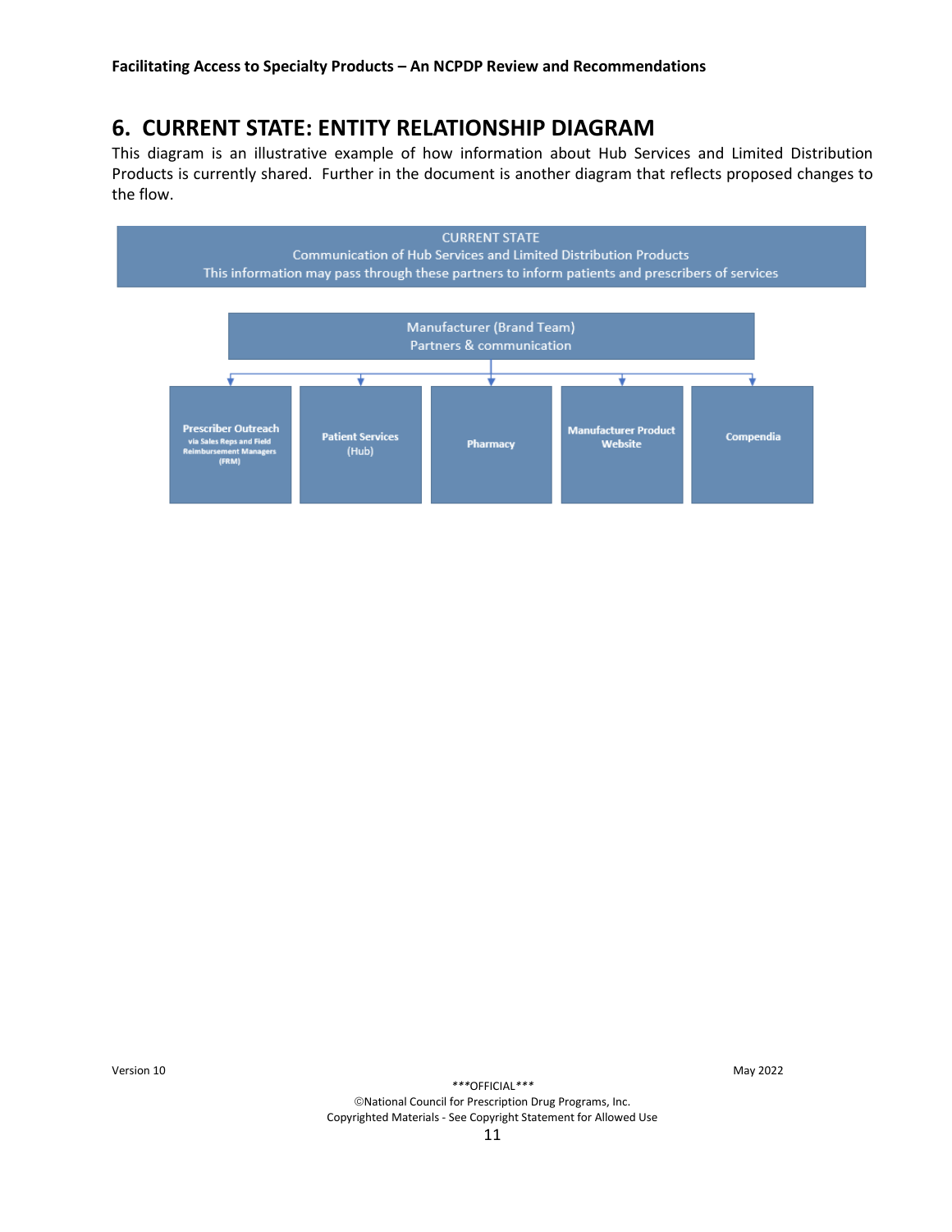## 6. CURRENT STATE: ENTITY RELATIONSHIP DIAGRAM

This diagram is an illustrative example of how information about Hub Services and Limited Distribution Products is currently shared. Further in the document is another diagram that reflects proposed changes to the flow.

CURRENT STATE
Communication of Hub Services and Limited Distribution Products
This information may pass through these partners to inform patients and prescribers of services

Manufacturer (Brand Team)
Partners & communication

- **Prescriber Outreach** via Sales Reps and Field Reimbursement Managers (FRM)
- **Patient Services** (Hub)
- **Pharmacy**
- **Manufacturer Product Website**
- **Compendia**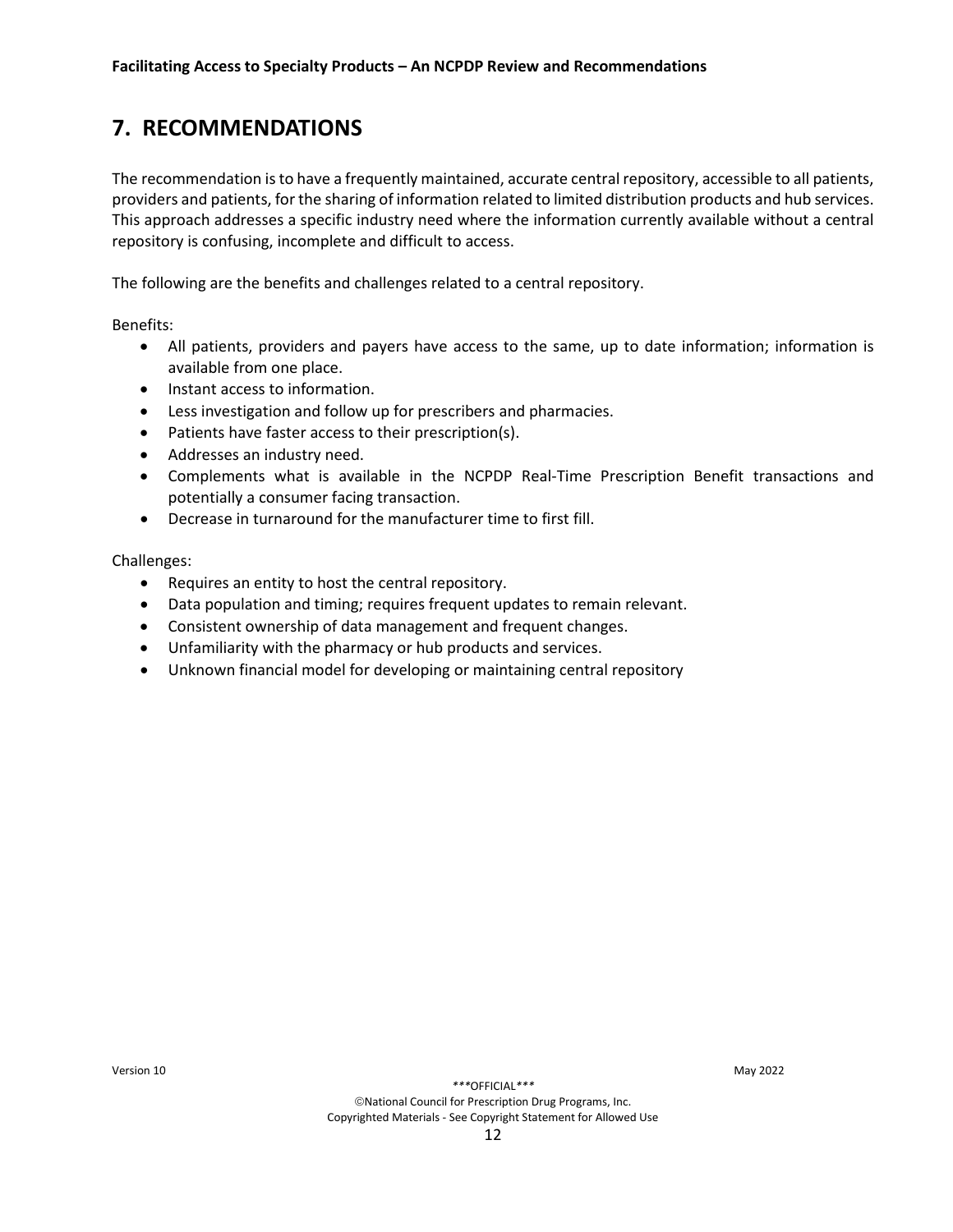## 7. RECOMMENDATIONS

The recommendation is to have a frequently maintained, accurate central repository, accessible to all patients, providers and patients, for the sharing of information related to limited distribution products and hub services. This approach addresses a specific industry need where the information currently available without a central repository is confusing, incomplete and difficult to access.

The following are the benefits and challenges related to a central repository.

Benefits:

- All patients, providers and payers have access to the same, up to date information; information is available from one place.
- Instant access to information.
- Less investigation and follow up for prescribers and pharmacies.
- Patients have faster access to their prescription(s).
- Addresses an industry need.
- Complements what is available in the NCPDP Real-Time Prescription Benefit transactions and potentially a consumer facing transaction.
- Decrease in turnaround for the manufacturer time to first fill.

Challenges:

- Requires an entity to host the central repository.
- Data population and timing; requires frequent updates to remain relevant.
- Consistent ownership of data management and frequent changes.
- Unfamiliarity with the pharmacy or hub products and services.
- Unknown financial model for developing or maintaining central repository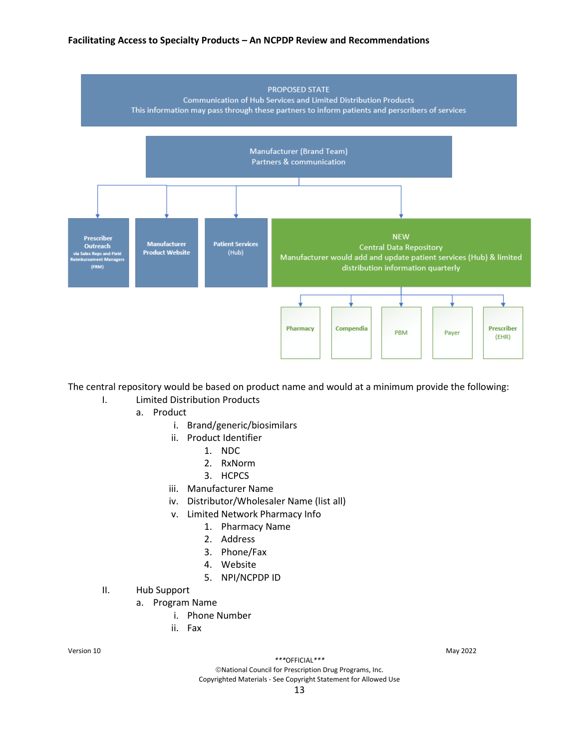PROPOSED STATE
Communication of Hub Services and Limited Distribution Products
This information may pass through these partners to inform patients and perscribers of services

Manufacturer (Brand Team)
Partners & communication

- Prescriber Outreach via Sales Reps and Field Reimbursement Managers (FRM)
- Manufacturer Product Website
- Patient Services (Hub)
- NEW Central Data Repository: Manufacturer would add and update patient services (Hub) & limited distribution information quarterly
  - Pharmacy
  - Compendia
  - PBM
  - Payer
  - Prescriber (EHR)

The central repository would be based on product name and would at a minimum provide the following:

I. Limited Distribution Products
   a. Product
      i. Brand/generic/biosimilars
      ii. Product Identifier
         1. NDC
         2. RxNorm
         3. HCPCS
      iii. Manufacturer Name
      iv. Distributor/Wholesaler Name (list all)
      v. Limited Network Pharmacy Info
         1. Pharmacy Name
         2. Address
         3. Phone/Fax
         4. Website
         5. NPI/NCPDP ID
II. Hub Support
   a. Program Name
      i. Phone Number
      ii. Fax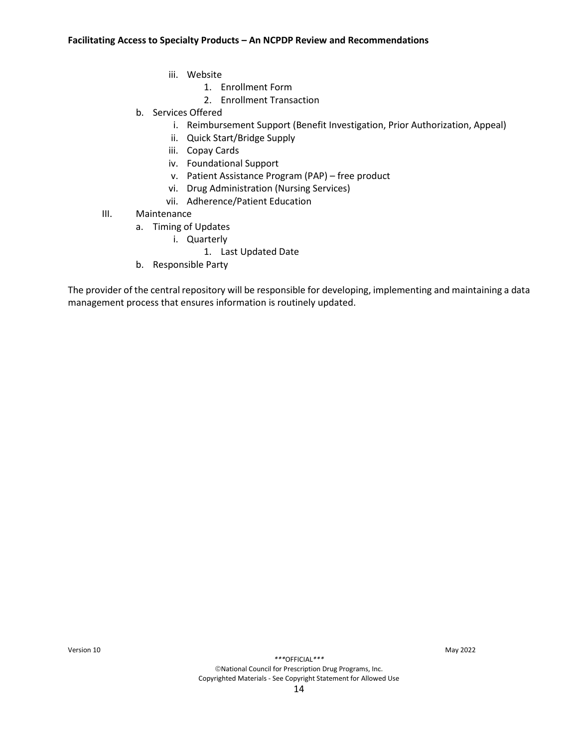iii. Website
    1. Enrollment Form
    2. Enrollment Transaction

b. Services Offered
    i. Reimbursement Support (Benefit Investigation, Prior Authorization, Appeal)
    ii. Quick Start/Bridge Supply
    iii. Copay Cards
    iv. Foundational Support
    v. Patient Assistance Program (PAP) – free product
    vi. Drug Administration (Nursing Services)
    vii. Adherence/Patient Education

III. Maintenance
    a. Timing of Updates
        i. Quarterly
            1. Last Updated Date
    b. Responsible Party

The provider of the central repository will be responsible for developing, implementing and maintaining a data management process that ensures information is routinely updated.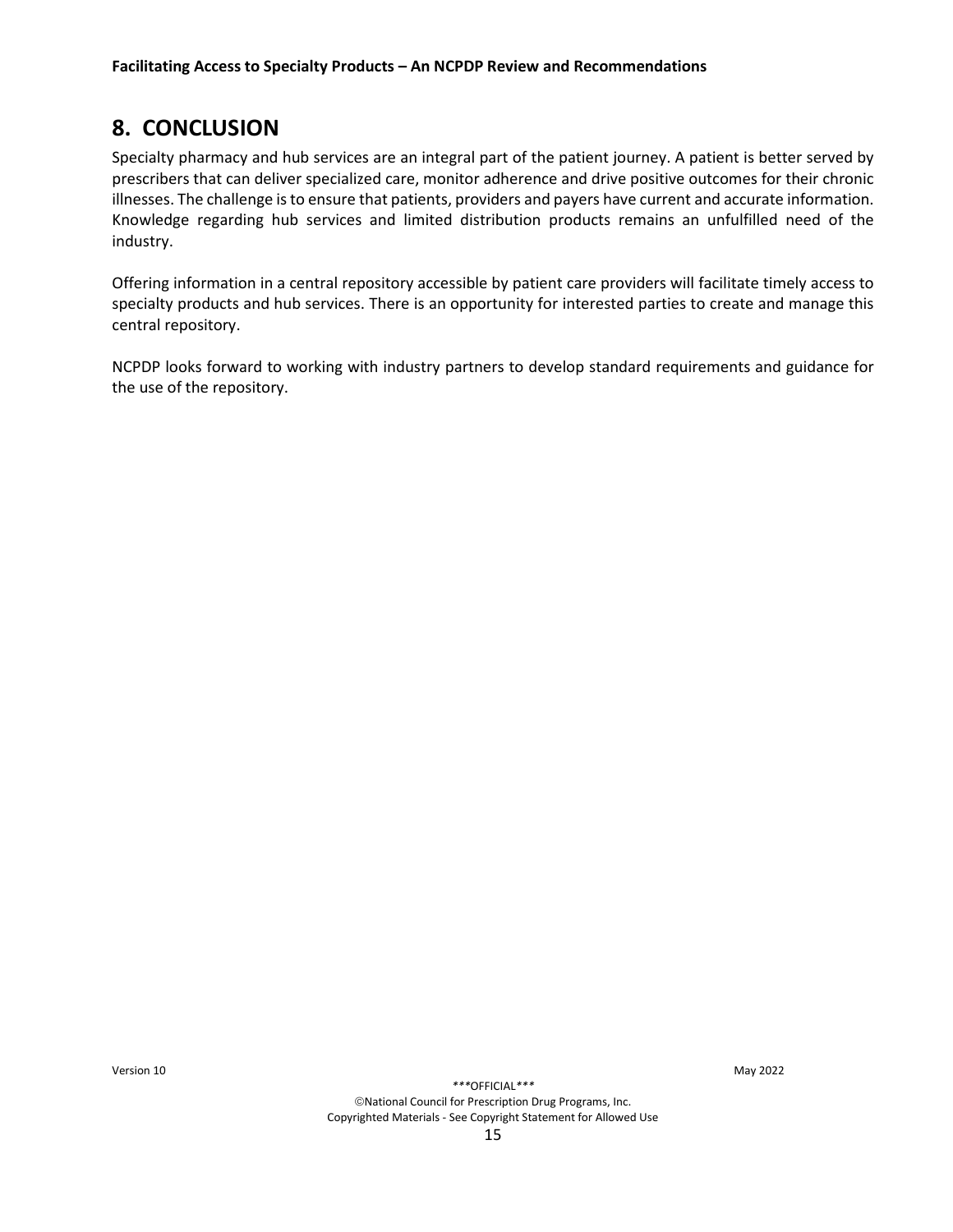## 8. CONCLUSION

Specialty pharmacy and hub services are an integral part of the patient journey. A patient is better served by prescribers that can deliver specialized care, monitor adherence and drive positive outcomes for their chronic illnesses. The challenge is to ensure that patients, providers and payers have current and accurate information. Knowledge regarding hub services and limited distribution products remains an unfulfilled need of the industry.

Offering information in a central repository accessible by patient care providers will facilitate timely access to specialty products and hub services. There is an opportunity for interested parties to create and manage this central repository.

NCPDP looks forward to working with industry partners to develop standard requirements and guidance for the use of the repository.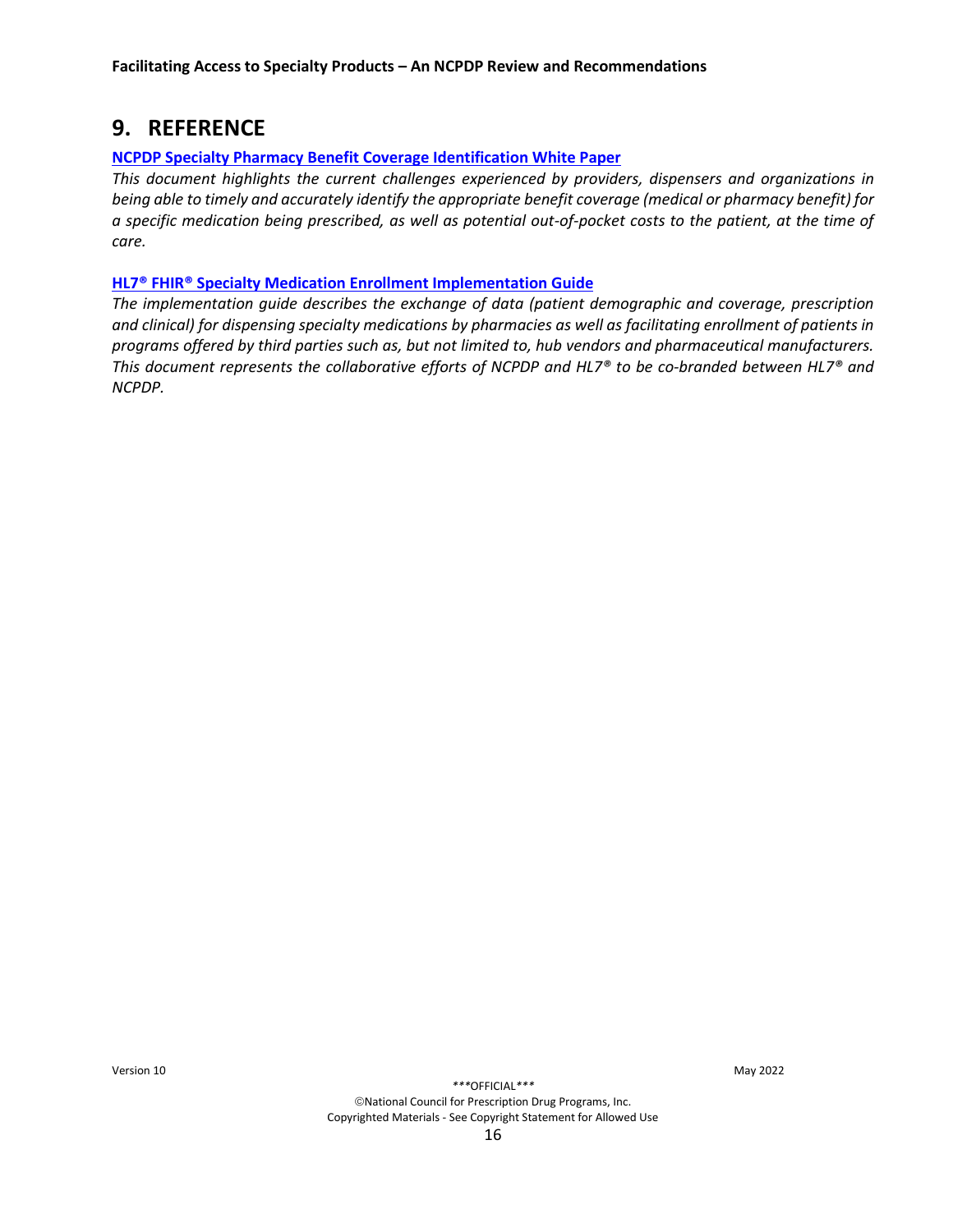# 9. REFERENCE

**NCPDP Specialty Pharmacy Benefit Coverage Identification White Paper**

*This document highlights the current challenges experienced by providers, dispensers and organizations in being able to timely and accurately identify the appropriate benefit coverage (medical or pharmacy benefit) for a specific medication being prescribed, as well as potential out-of-pocket costs to the patient, at the time of care.*

**HL7® FHIR® Specialty Medication Enrollment Implementation Guide**

*The implementation guide describes the exchange of data (patient demographic and coverage, prescription and clinical) for dispensing specialty medications by pharmacies as well as facilitating enrollment of patients in programs offered by third parties such as, but not limited to, hub vendors and pharmaceutical manufacturers. This document represents the collaborative efforts of NCPDP and HL7® to be co-branded between HL7® and NCPDP.*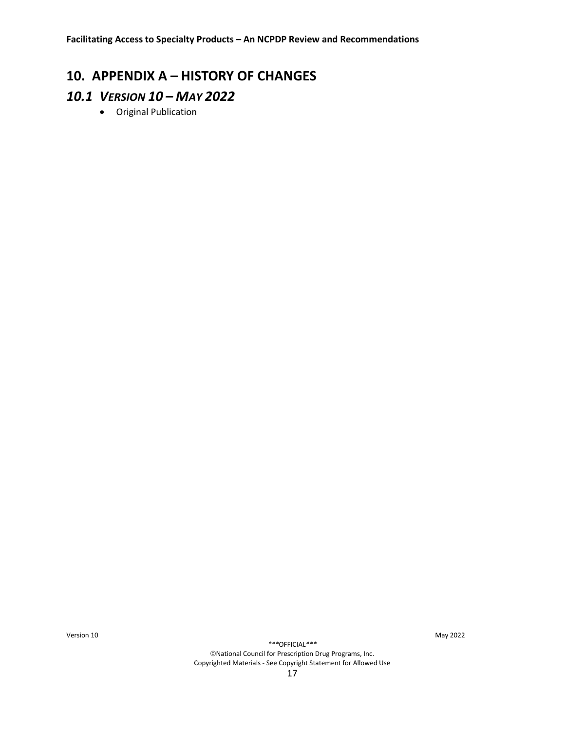# 10. APPENDIX A – HISTORY OF CHANGES

## *10.1 VERSION 10 – MAY 2022*

- Original Publication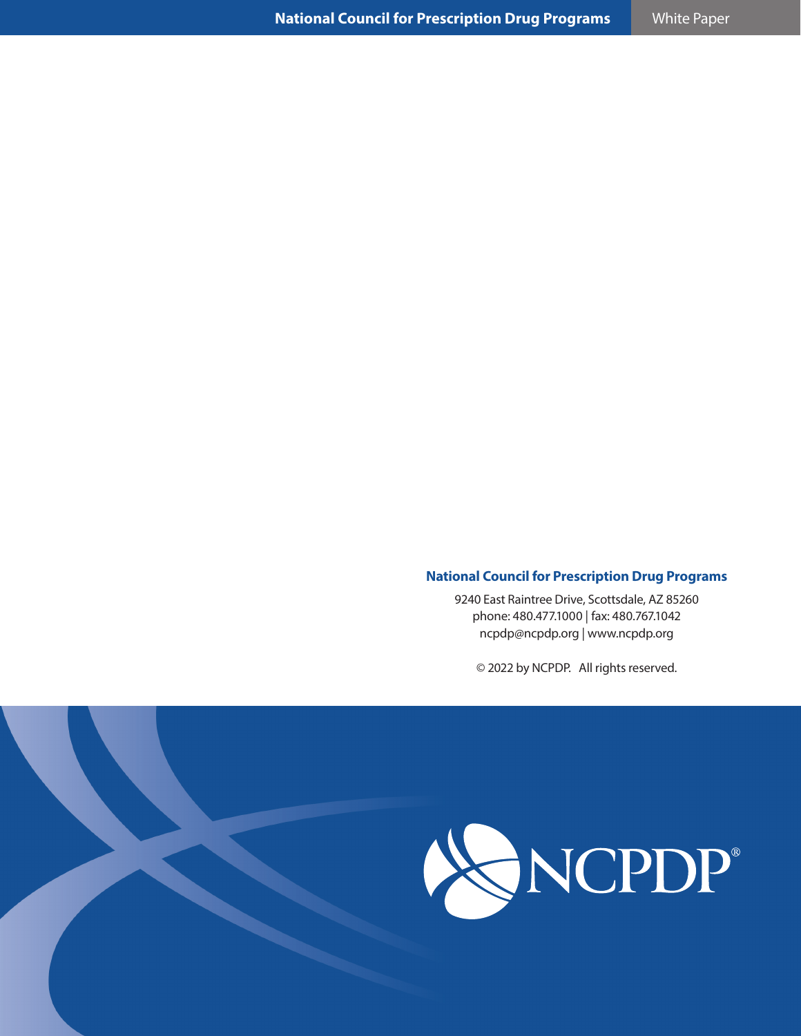**National Council for Prescription Drug Programs**

9240 East Raintree Drive, Scottsdale, AZ 85260
phone: 480.477.1000 | fax: 480.767.1042
ncpdp@ncpdp.org | www.ncpdp.org

© 2022 by NCPDP. All rights reserved.

NCPDP®